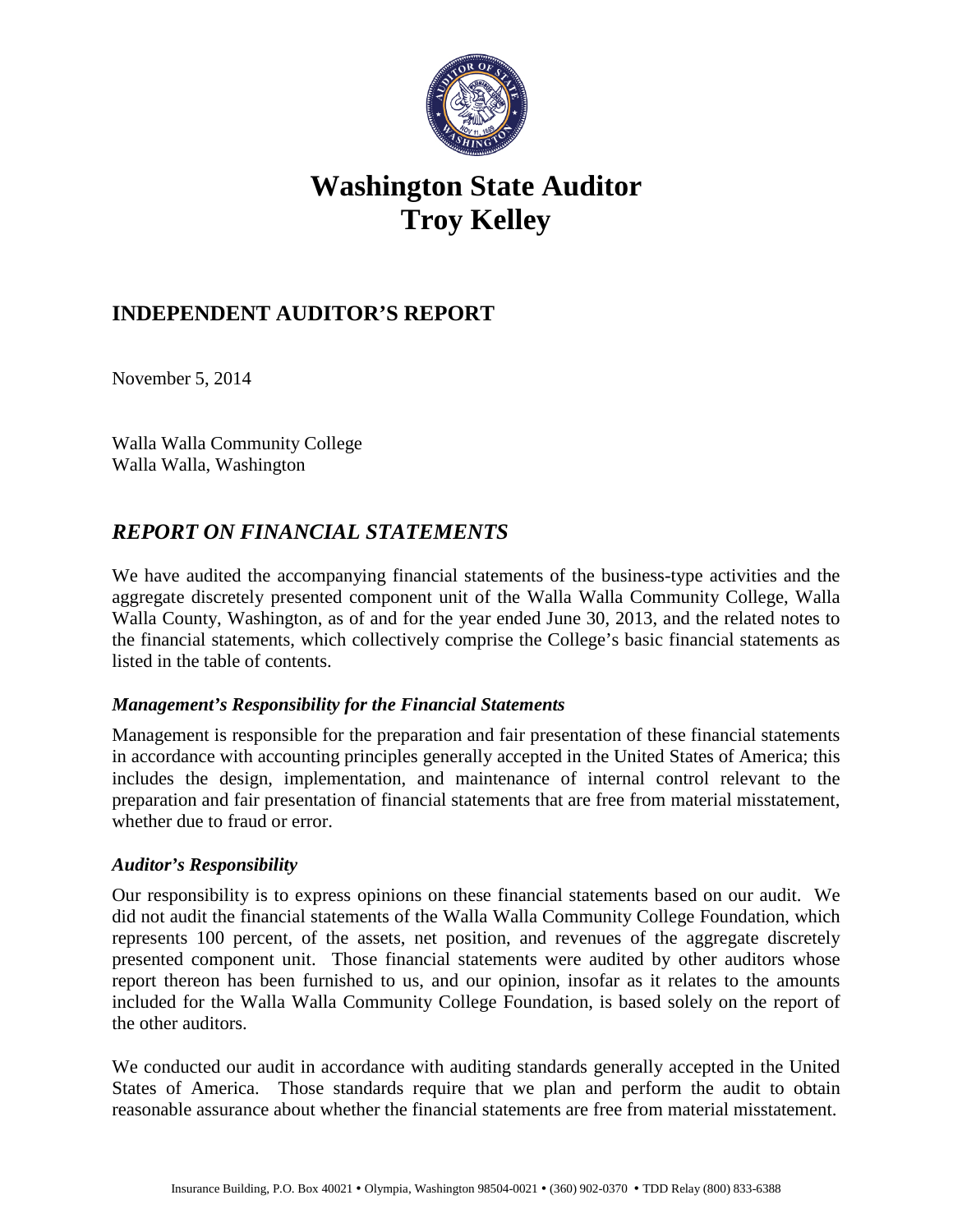# Washington State Auditor
# Troy Kelley

## INDEPENDENT AUDITOR'S REPORT

November 5, 2014

Walla Walla Community College
Walla Walla, Washington

## *REPORT ON FINANCIAL STATEMENTS*

We have audited the accompanying financial statements of the business-type activities and the aggregate discretely presented component unit of the Walla Walla Community College, Walla Walla County, Washington, as of and for the year ended June 30, 2013, and the related notes to the financial statements, which collectively comprise the College's basic financial statements as listed in the table of contents.

### *Management's Responsibility for the Financial Statements*

Management is responsible for the preparation and fair presentation of these financial statements in accordance with accounting principles generally accepted in the United States of America; this includes the design, implementation, and maintenance of internal control relevant to the preparation and fair presentation of financial statements that are free from material misstatement, whether due to fraud or error.

### *Auditor's Responsibility*

Our responsibility is to express opinions on these financial statements based on our audit. We did not audit the financial statements of the Walla Walla Community College Foundation, which represents 100 percent, of the assets, net position, and revenues of the aggregate discretely presented component unit. Those financial statements were audited by other auditors whose report thereon has been furnished to us, and our opinion, insofar as it relates to the amounts included for the Walla Walla Community College Foundation, is based solely on the report of the other auditors.

We conducted our audit in accordance with auditing standards generally accepted in the United States of America. Those standards require that we plan and perform the audit to obtain reasonable assurance about whether the financial statements are free from material misstatement.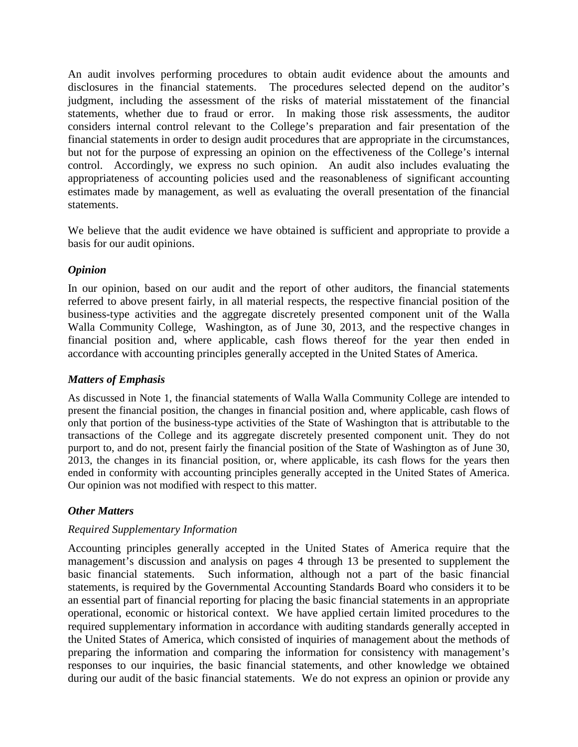An audit involves performing procedures to obtain audit evidence about the amounts and disclosures in the financial statements. The procedures selected depend on the auditor's judgment, including the assessment of the risks of material misstatement of the financial statements, whether due to fraud or error. In making those risk assessments, the auditor considers internal control relevant to the College's preparation and fair presentation of the financial statements in order to design audit procedures that are appropriate in the circumstances, but not for the purpose of expressing an opinion on the effectiveness of the College's internal control. Accordingly, we express no such opinion. An audit also includes evaluating the appropriateness of accounting policies used and the reasonableness of significant accounting estimates made by management, as well as evaluating the overall presentation of the financial statements.

We believe that the audit evidence we have obtained is sufficient and appropriate to provide a basis for our audit opinions.

### *Opinion*

In our opinion, based on our audit and the report of other auditors, the financial statements referred to above present fairly, in all material respects, the respective financial position of the business-type activities and the aggregate discretely presented component unit of the Walla Walla Community College, Washington, as of June 30, 2013, and the respective changes in financial position and, where applicable, cash flows thereof for the year then ended in accordance with accounting principles generally accepted in the United States of America.

### *Matters of Emphasis*

As discussed in Note 1, the financial statements of Walla Walla Community College are intended to present the financial position, the changes in financial position and, where applicable, cash flows of only that portion of the business-type activities of the State of Washington that is attributable to the transactions of the College and its aggregate discretely presented component unit. They do not purport to, and do not, present fairly the financial position of the State of Washington as of June 30, 2013, the changes in its financial position, or, where applicable, its cash flows for the years then ended in conformity with accounting principles generally accepted in the United States of America. Our opinion was not modified with respect to this matter.

### *Other Matters*

*Required Supplementary Information*

Accounting principles generally accepted in the United States of America require that the management's discussion and analysis on pages 4 through 13 be presented to supplement the basic financial statements. Such information, although not a part of the basic financial statements, is required by the Governmental Accounting Standards Board who considers it to be an essential part of financial reporting for placing the basic financial statements in an appropriate operational, economic or historical context. We have applied certain limited procedures to the required supplementary information in accordance with auditing standards generally accepted in the United States of America, which consisted of inquiries of management about the methods of preparing the information and comparing the information for consistency with management's responses to our inquiries, the basic financial statements, and other knowledge we obtained during our audit of the basic financial statements. We do not express an opinion or provide any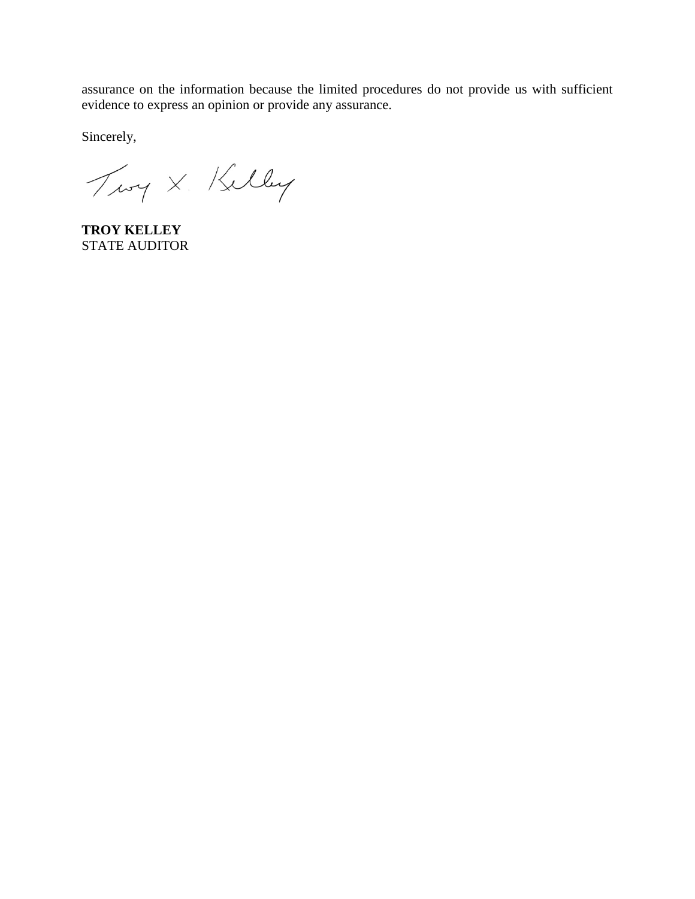assurance on the information because the limited procedures do not provide us with sufficient evidence to express an opinion or provide any assurance.

Sincerely,

Troy X. Kelley

**TROY KELLEY**
STATE AUDITOR